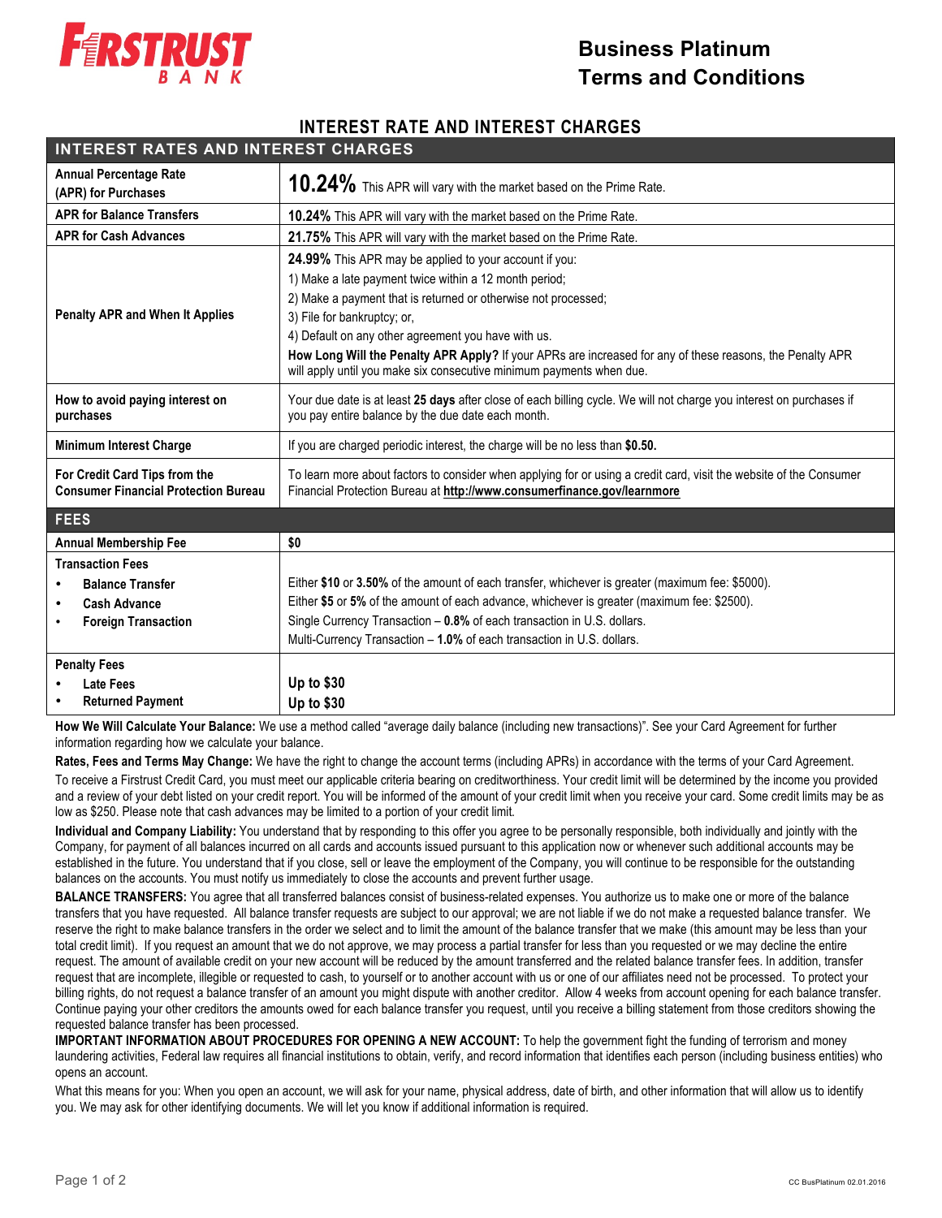FIRSTRUST BANK

# Business Platinum Terms and Conditions

## INTEREST RATE AND INTEREST CHARGES

| INTEREST RATES AND INTEREST CHARGES | |
|---|---|
| **Annual Percentage Rate (APR) for Purchases** | **10.24%** This APR will vary with the market based on the Prime Rate. |
| **APR for Balance Transfers** | **10.24%** This APR will vary with the market based on the Prime Rate. |
| **APR for Cash Advances** | **21.75%** This APR will vary with the market based on the Prime Rate. |
| **Penalty APR and When It Applies** | **24.99%** This APR may be applied to your account if you:<br>1) Make a late payment twice within a 12 month period;<br>2) Make a payment that is returned or otherwise not processed;<br>3) File for bankruptcy; or,<br>4) Default on any other agreement you have with us.<br>**How Long Will the Penalty APR Apply?** If your APRs are increased for any of these reasons, the Penalty APR will apply until you make six consecutive minimum payments when due. |
| **How to avoid paying interest on purchases** | Your due date is at least **25 days** after close of each billing cycle. We will not charge you interest on purchases if you pay entire balance by the due date each month. |
| **Minimum Interest Charge** | If you are charged periodic interest, the charge will be no less than **$0.50.** |
| **For Credit Card Tips from the Consumer Financial Protection Bureau** | To learn more about factors to consider when applying for or using a credit card, visit the website of the Consumer Financial Protection Bureau at **http://www.consumerfinance.gov/learnmore** |
| **FEES** | |
| **Annual Membership Fee** | **$0** |
| **Transaction Fees**<br>• **Balance Transfer**<br>• **Cash Advance**<br>• **Foreign Transaction** | Either **$10** or **3.50%** of the amount of each transfer, whichever is greater (maximum fee: $5000).<br>Either **$5** or **5%** of the amount of each advance, whichever is greater (maximum fee: $2500).<br>Single Currency Transaction – **0.8%** of each transaction in U.S. dollars.<br>Multi-Currency Transaction – **1.0%** of each transaction in U.S. dollars. |
| **Penalty Fees**<br>• **Late Fees**<br>• **Returned Payment** | <br>**Up to $30**<br>**Up to $30** |

**How We Will Calculate Your Balance:** We use a method called "average daily balance (including new transactions)". See your Card Agreement for further information regarding how we calculate your balance.

**Rates, Fees and Terms May Change:** We have the right to change the account terms (including APRs) in accordance with the terms of your Card Agreement.

To receive a Firstrust Credit Card, you must meet our applicable criteria bearing on creditworthiness. Your credit limit will be determined by the income you provided and a review of your debt listed on your credit report. You will be informed of the amount of your credit limit when you receive your card. Some credit limits may be as low as $250. Please note that cash advances may be limited to a portion of your credit limit.

**Individual and Company Liability:** You understand that by responding to this offer you agree to be personally responsible, both individually and jointly with the Company, for payment of all balances incurred on all cards and accounts issued pursuant to this application now or whenever such additional accounts may be established in the future. You understand that if you close, sell or leave the employment of the Company, you will continue to be responsible for the outstanding balances on the accounts. You must notify us immediately to close the accounts and prevent further usage.

**BALANCE TRANSFERS:** You agree that all transferred balances consist of business-related expenses. You authorize us to make one or more of the balance transfers that you have requested. All balance transfer requests are subject to our approval; we are not liable if we do not make a requested balance transfer. We reserve the right to make balance transfers in the order we select and to limit the amount of the balance transfer that we make (this amount may be less than your total credit limit). If you request an amount that we do not approve, we may process a partial transfer for less than you requested or we may decline the entire request. The amount of available credit on your new account will be reduced by the amount transferred and the related balance transfer fees. In addition, transfer request that are incomplete, illegible or requested to cash, to yourself or to another account with us or one of our affiliates need not be processed. To protect your billing rights, do not request a balance transfer of an amount you might dispute with another creditor. Allow 4 weeks from account opening for each balance transfer. Continue paying your other creditors the amounts owed for each balance transfer you request, until you receive a billing statement from those creditors showing the requested balance transfer has been processed.

**IMPORTANT INFORMATION ABOUT PROCEDURES FOR OPENING A NEW ACCOUNT:** To help the government fight the funding of terrorism and money laundering activities, Federal law requires all financial institutions to obtain, verify, and record information that identifies each person (including business entities) who opens an account.

What this means for you: When you open an account, we will ask for your name, physical address, date of birth, and other information that will allow us to identify you. We may ask for other identifying documents. We will let you know if additional information is required.

CC BusPlatinum 02.01.2016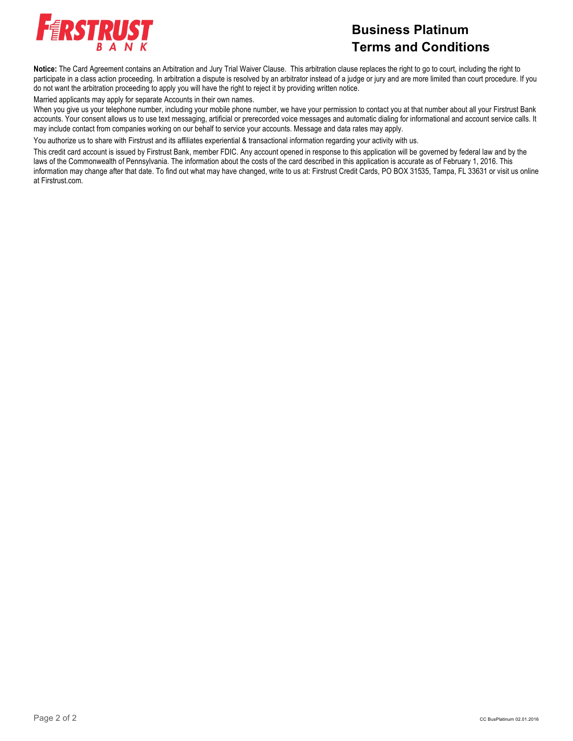# Business Platinum Terms and Conditions

**Notice:** The Card Agreement contains an Arbitration and Jury Trial Waiver Clause. This arbitration clause replaces the right to go to court, including the right to participate in a class action proceeding. In arbitration a dispute is resolved by an arbitrator instead of a judge or jury and are more limited than court procedure. If you do not want the arbitration proceeding to apply you will have the right to reject it by providing written notice.

Married applicants may apply for separate Accounts in their own names.

When you give us your telephone number, including your mobile phone number, we have your permission to contact you at that number about all your Firstrust Bank accounts. Your consent allows us to use text messaging, artificial or prerecorded voice messages and automatic dialing for informational and account service calls. It may include contact from companies working on our behalf to service your accounts. Message and data rates may apply.

You authorize us to share with Firstrust and its affiliates experiential & transactional information regarding your activity with us.

This credit card account is issued by Firstrust Bank, member FDIC. Any account opened in response to this application will be governed by federal law and by the laws of the Commonwealth of Pennsylvania. The information about the costs of the card described in this application is accurate as of February 1, 2016. This information may change after that date. To find out what may have changed, write to us at: Firstrust Credit Cards, PO BOX 31535, Tampa, FL 33631 or visit us online at Firstrust.com.